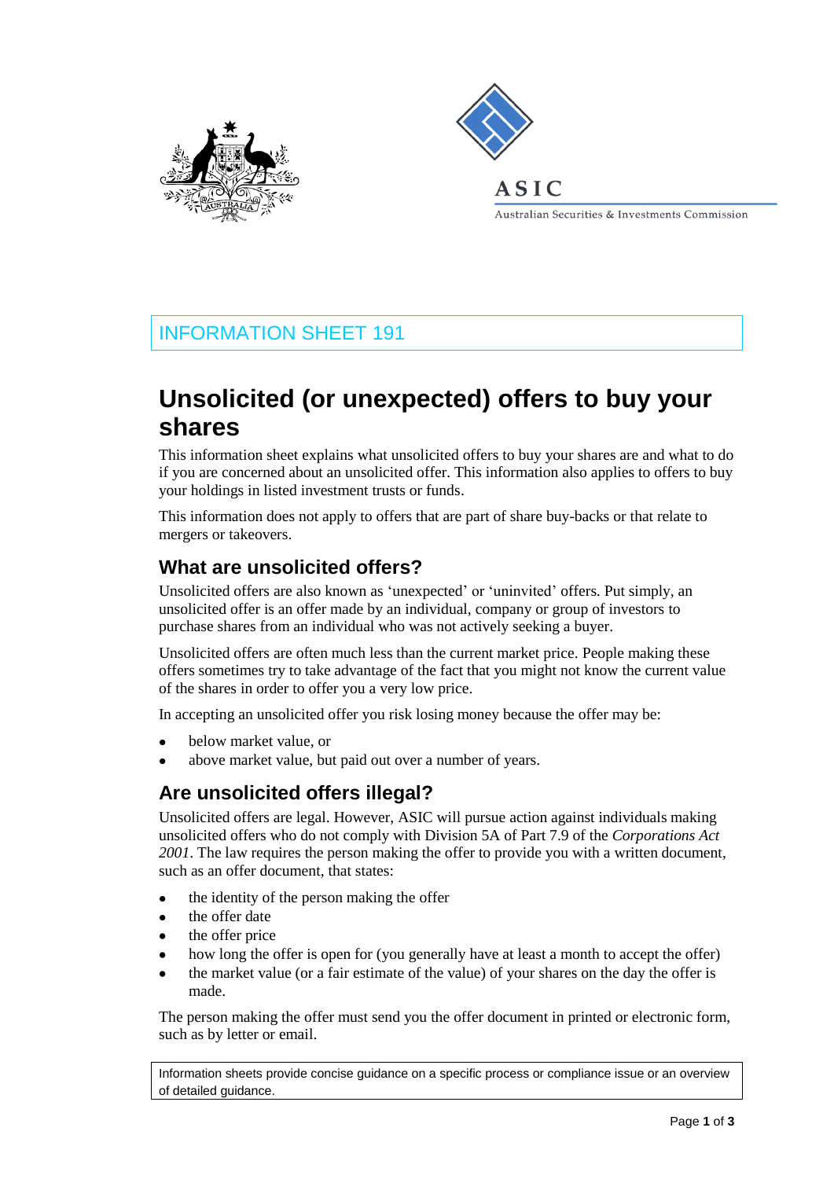INFORMATION SHEET 191

# Unsolicited (or unexpected) offers to buy your shares

This information sheet explains what unsolicited offers to buy your shares are and what to do if you are concerned about an unsolicited offer. This information also applies to offers to buy your holdings in listed investment trusts or funds.

This information does not apply to offers that are part of share buy-backs or that relate to mergers or takeovers.

## What are unsolicited offers?

Unsolicited offers are also known as 'unexpected' or 'uninvited' offers. Put simply, an unsolicited offer is an offer made by an individual, company or group of investors to purchase shares from an individual who was not actively seeking a buyer.

Unsolicited offers are often much less than the current market price. People making these offers sometimes try to take advantage of the fact that you might not know the current value of the shares in order to offer you a very low price.

In accepting an unsolicited offer you risk losing money because the offer may be:

- below market value, or
- above market value, but paid out over a number of years.

## Are unsolicited offers illegal?

Unsolicited offers are legal. However, ASIC will pursue action against individuals making unsolicited offers who do not comply with Division 5A of Part 7.9 of the *Corporations Act 2001*. The law requires the person making the offer to provide you with a written document, such as an offer document, that states:

- the identity of the person making the offer
- the offer date
- the offer price
- how long the offer is open for (you generally have at least a month to accept the offer)
- the market value (or a fair estimate of the value) of your shares on the day the offer is made.

The person making the offer must send you the offer document in printed or electronic form, such as by letter or email.

Information sheets provide concise guidance on a specific process or compliance issue or an overview of detailed guidance.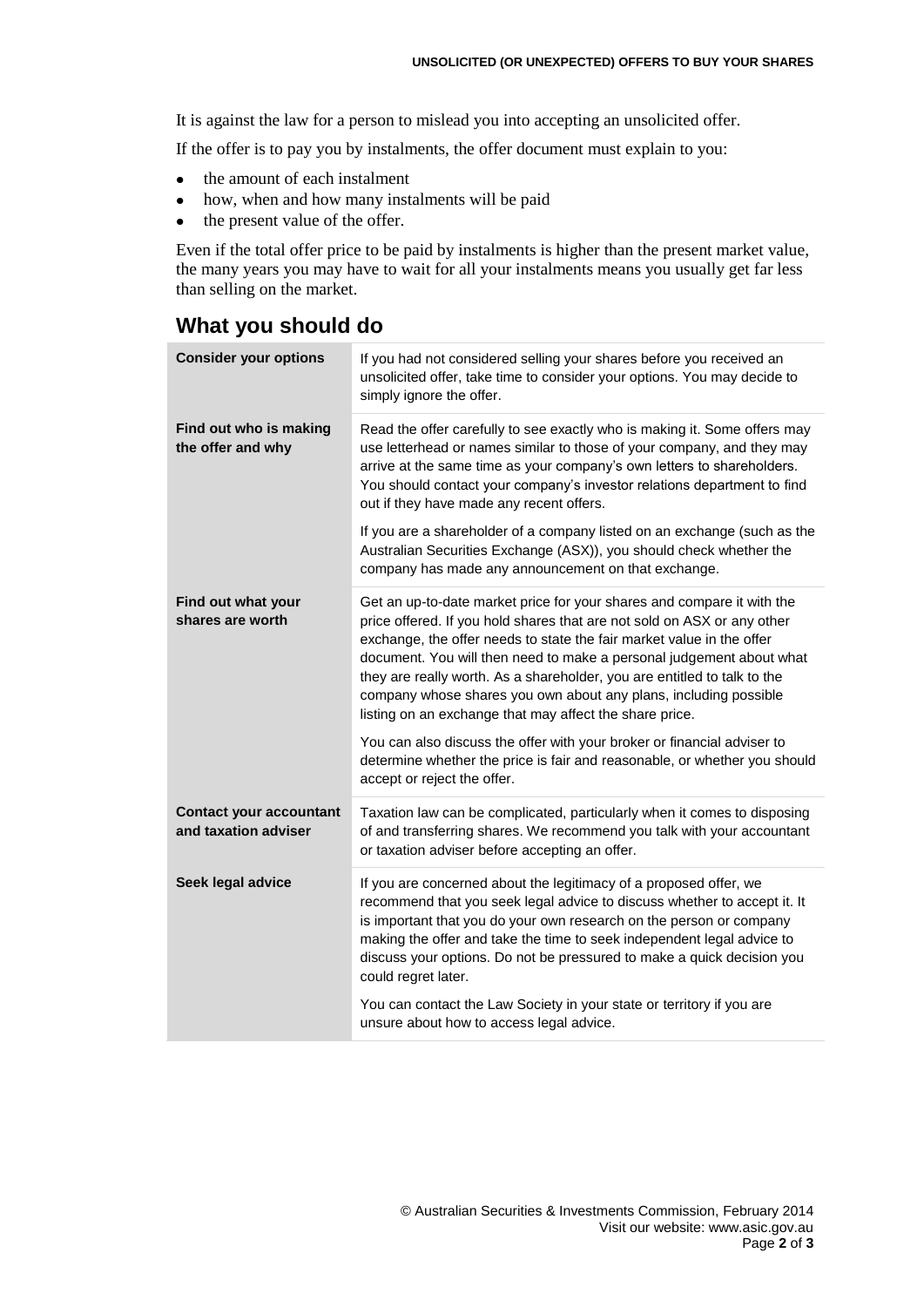It is against the law for a person to mislead you into accepting an unsolicited offer.

If the offer is to pay you by instalments, the offer document must explain to you:

- the amount of each instalment
- how, when and how many instalments will be paid
- the present value of the offer.

Even if the total offer price to be paid by instalments is higher than the present market value, the many years you may have to wait for all your instalments means you usually get far less than selling on the market.

## What you should do

| | |
|---|---|
| **Consider your options** | If you had not considered selling your shares before you received an unsolicited offer, take time to consider your options. You may decide to simply ignore the offer. |
| **Find out who is making the offer and why** | Read the offer carefully to see exactly who is making it. Some offers may use letterhead or names similar to those of your company, and they may arrive at the same time as your company's own letters to shareholders. You should contact your company's investor relations department to find out if they have made any recent offers.<br><br>If you are a shareholder of a company listed on an exchange (such as the Australian Securities Exchange (ASX)), you should check whether the company has made any announcement on that exchange. |
| **Find out what your shares are worth** | Get an up-to-date market price for your shares and compare it with the price offered. If you hold shares that are not sold on ASX or any other exchange, the offer needs to state the fair market value in the offer document. You will then need to make a personal judgement about what they are really worth. As a shareholder, you are entitled to talk to the company whose shares you own about any plans, including possible listing on an exchange that may affect the share price.<br><br>You can also discuss the offer with your broker or financial adviser to determine whether the price is fair and reasonable, or whether you should accept or reject the offer. |
| **Contact your accountant and taxation adviser** | Taxation law can be complicated, particularly when it comes to disposing of and transferring shares. We recommend you talk with your accountant or taxation adviser before accepting an offer. |
| **Seek legal advice** | If you are concerned about the legitimacy of a proposed offer, we recommend that you seek legal advice to discuss whether to accept it. It is important that you do your own research on the person or company making the offer and take the time to seek independent legal advice to discuss your options. Do not be pressured to make a quick decision you could regret later.<br><br>You can contact the Law Society in your state or territory if you are unsure about how to access legal advice. |

© Australian Securities & Investments Commission, February 2014
Visit our website: www.asic.gov.au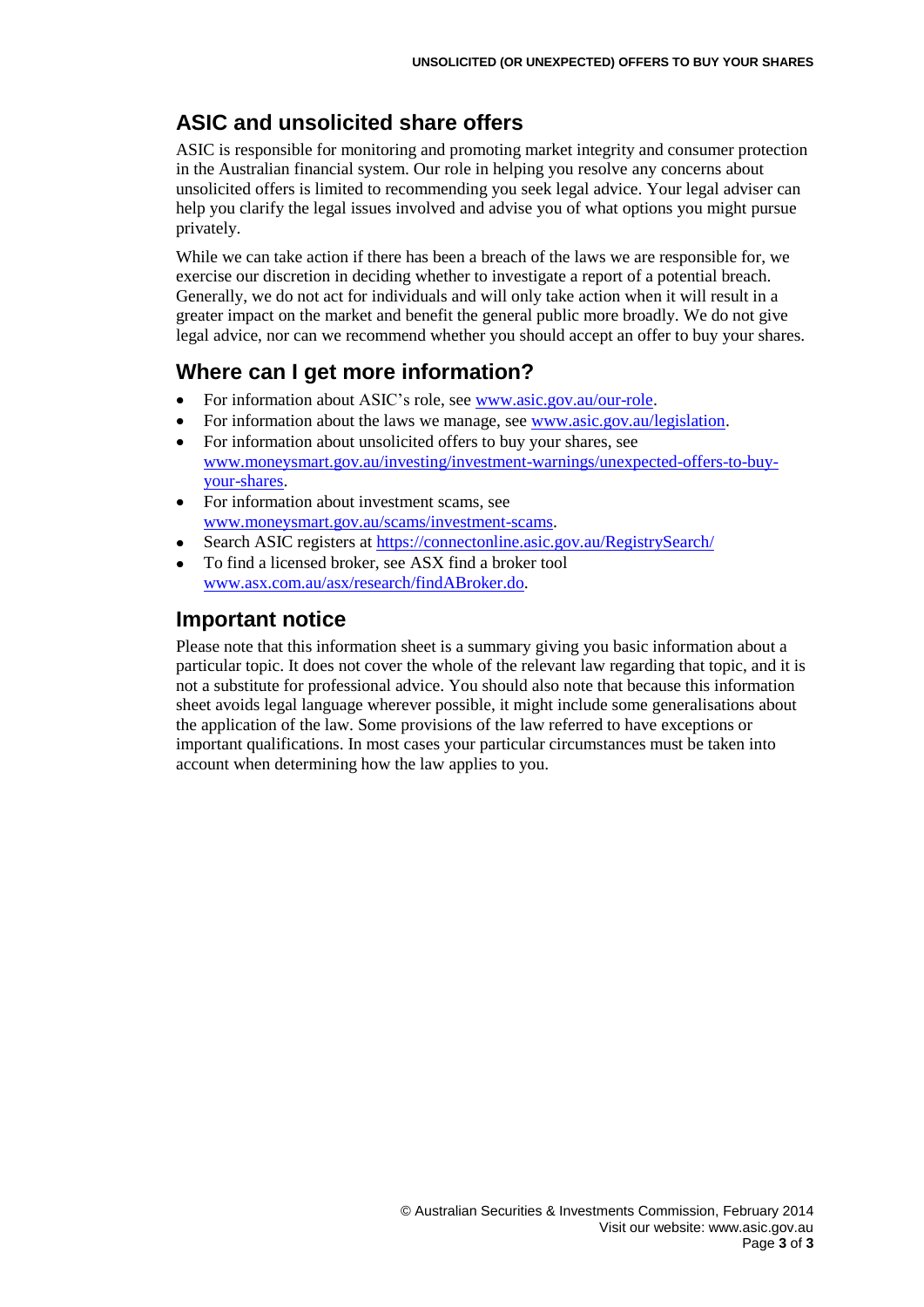## ASIC and unsolicited share offers

ASIC is responsible for monitoring and promoting market integrity and consumer protection in the Australian financial system. Our role in helping you resolve any concerns about unsolicited offers is limited to recommending you seek legal advice. Your legal adviser can help you clarify the legal issues involved and advise you of what options you might pursue privately.

While we can take action if there has been a breach of the laws we are responsible for, we exercise our discretion in deciding whether to investigate a report of a potential breach. Generally, we do not act for individuals and will only take action when it will result in a greater impact on the market and benefit the general public more broadly. We do not give legal advice, nor can we recommend whether you should accept an offer to buy your shares.

## Where can I get more information?

- For information about ASIC's role, see www.asic.gov.au/our-role.
- For information about the laws we manage, see www.asic.gov.au/legislation.
- For information about unsolicited offers to buy your shares, see www.moneysmart.gov.au/investing/investment-warnings/unexpected-offers-to-buy-your-shares.
- For information about investment scams, see www.moneysmart.gov.au/scams/investment-scams.
- Search ASIC registers at https://connectonline.asic.gov.au/RegistrySearch/
- To find a licensed broker, see ASX find a broker tool www.asx.com.au/asx/research/findABroker.do.

## Important notice

Please note that this information sheet is a summary giving you basic information about a particular topic. It does not cover the whole of the relevant law regarding that topic, and it is not a substitute for professional advice. You should also note that because this information sheet avoids legal language wherever possible, it might include some generalisations about the application of the law. Some provisions of the law referred to have exceptions or important qualifications. In most cases your particular circumstances must be taken into account when determining how the law applies to you.

© Australian Securities & Investments Commission, February 2014
Visit our website: www.asic.gov.au